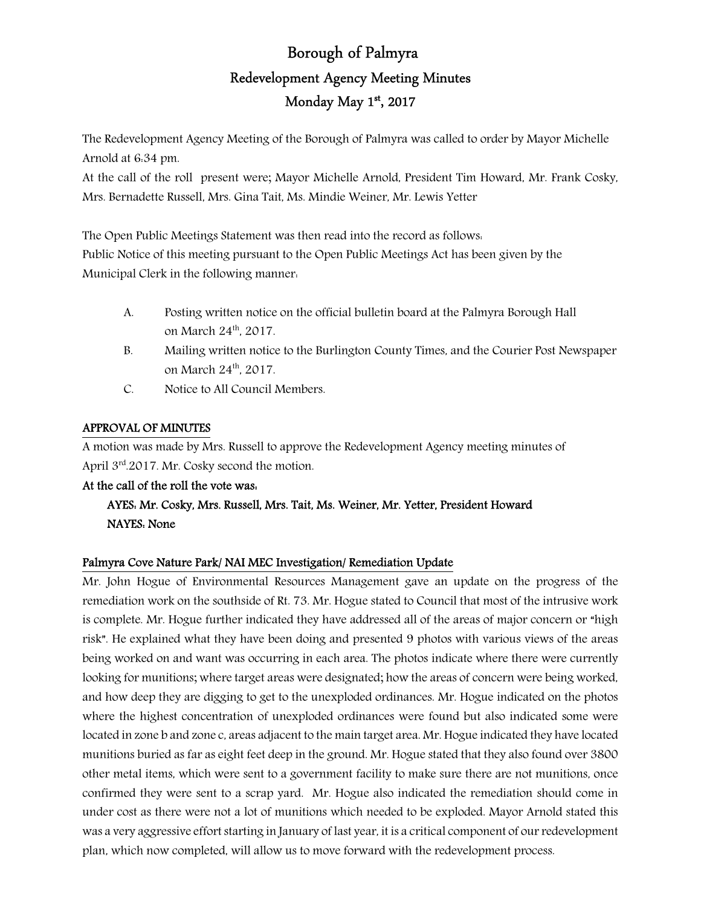# Borough of Palmyra

## Redevelopment Agency Meeting Minutes

## Monday May 1st, 2017

The Redevelopment Agency Meeting of the Borough of Palmyra was called to order by Mayor Michelle Arnold at 6:34 pm.

At the call of the roll present were; Mayor Michelle Arnold, President Tim Howard, Mr. Frank Cosky, Mrs. Bernadette Russell, Mrs. Gina Tait, Ms. Mindie Weiner, Mr. Lewis Yetter

The Open Public Meetings Statement was then read into the record as follows:

Public Notice of this meeting pursuant to the Open Public Meetings Act has been given by the Municipal Clerk in the following manner:

A. Posting written notice on the official bulletin board at the Palmyra Borough Hall on March 24th, 2017.

B. Mailing written notice to the Burlington County Times, and the Courier Post Newspaper on March 24th, 2017.

C. Notice to All Council Members.

**APPROVAL OF MINUTES**

A motion was made by Mrs. Russell to approve the Redevelopment Agency meeting minutes of April 3rd.2017. Mr. Cosky second the motion.

**At the call of the roll the vote was:**

**AYES: Mr. Cosky, Mrs. Russell, Mrs. Tait, Ms. Weiner, Mr. Yetter, President Howard**

**NAYES: None**

**Palmyra Cove Nature Park/ NAI MEC Investigation/ Remediation Update**

Mr. John Hogue of Environmental Resources Management gave an update on the progress of the remediation work on the southside of Rt. 73. Mr. Hogue stated to Council that most of the intrusive work is complete. Mr. Hogue further indicated they have addressed all of the areas of major concern or "high risk". He explained what they have been doing and presented 9 photos with various views of the areas being worked on and want was occurring in each area. The photos indicate where there were currently looking for munitions; where target areas were designated; how the areas of concern were being worked, and how deep they are digging to get to the unexploded ordinances. Mr. Hogue indicated on the photos where the highest concentration of unexploded ordinances were found but also indicated some were located in zone b and zone c, areas adjacent to the main target area. Mr. Hogue indicated they have located munitions buried as far as eight feet deep in the ground. Mr. Hogue stated that they also found over 3800 other metal items, which were sent to a government facility to make sure there are not munitions, once confirmed they were sent to a scrap yard. Mr. Hogue also indicated the remediation should come in under cost as there were not a lot of munitions which needed to be exploded. Mayor Arnold stated this was a very aggressive effort starting in January of last year, it is a critical component of our redevelopment plan, which now completed, will allow us to move forward with the redevelopment process.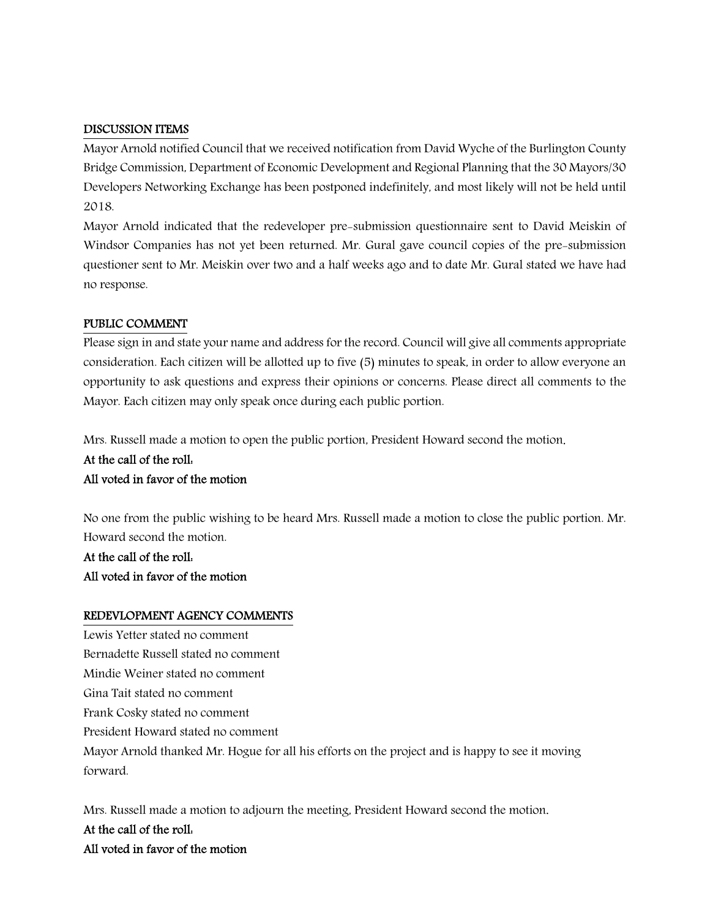## DISCUSSION ITEMS

Mayor Arnold notified Council that we received notification from David Wyche of the Burlington County Bridge Commission, Department of Economic Development and Regional Planning that the 30 Mayors/30 Developers Networking Exchange has been postponed indefinitely, and most likely will not be held until 2018.

Mayor Arnold indicated that the redeveloper pre-submission questionnaire sent to David Meiskin of Windsor Companies has not yet been returned. Mr. Gural gave council copies of the pre-submission questioner sent to Mr. Meiskin over two and a half weeks ago and to date Mr. Gural stated we have had no response.

## PUBLIC COMMENT

Please sign in and state your name and address for the record. Council will give all comments appropriate consideration. Each citizen will be allotted up to five (5) minutes to speak, in order to allow everyone an opportunity to ask questions and express their opinions or concerns. Please direct all comments to the Mayor. Each citizen may only speak once during each public portion.

Mrs. Russell made a motion to open the public portion, President Howard second the motion.

**At the call of the roll:**
**All voted in favor of the motion**

No one from the public wishing to be heard Mrs. Russell made a motion to close the public portion. Mr. Howard second the motion.

**At the call of the roll:**
**All voted in favor of the motion**

## REDEVLOPMENT AGENCY COMMENTS

Lewis Yetter stated no comment
Bernadette Russell stated no comment
Mindie Weiner stated no comment
Gina Tait stated no comment
Frank Cosky stated no comment
President Howard stated no comment
Mayor Arnold thanked Mr. Hogue for all his efforts on the project and is happy to see it moving forward.

Mrs. Russell made a motion to adjourn the meeting, President Howard second the motion.

**At the call of the roll:**
**All voted in favor of the motion**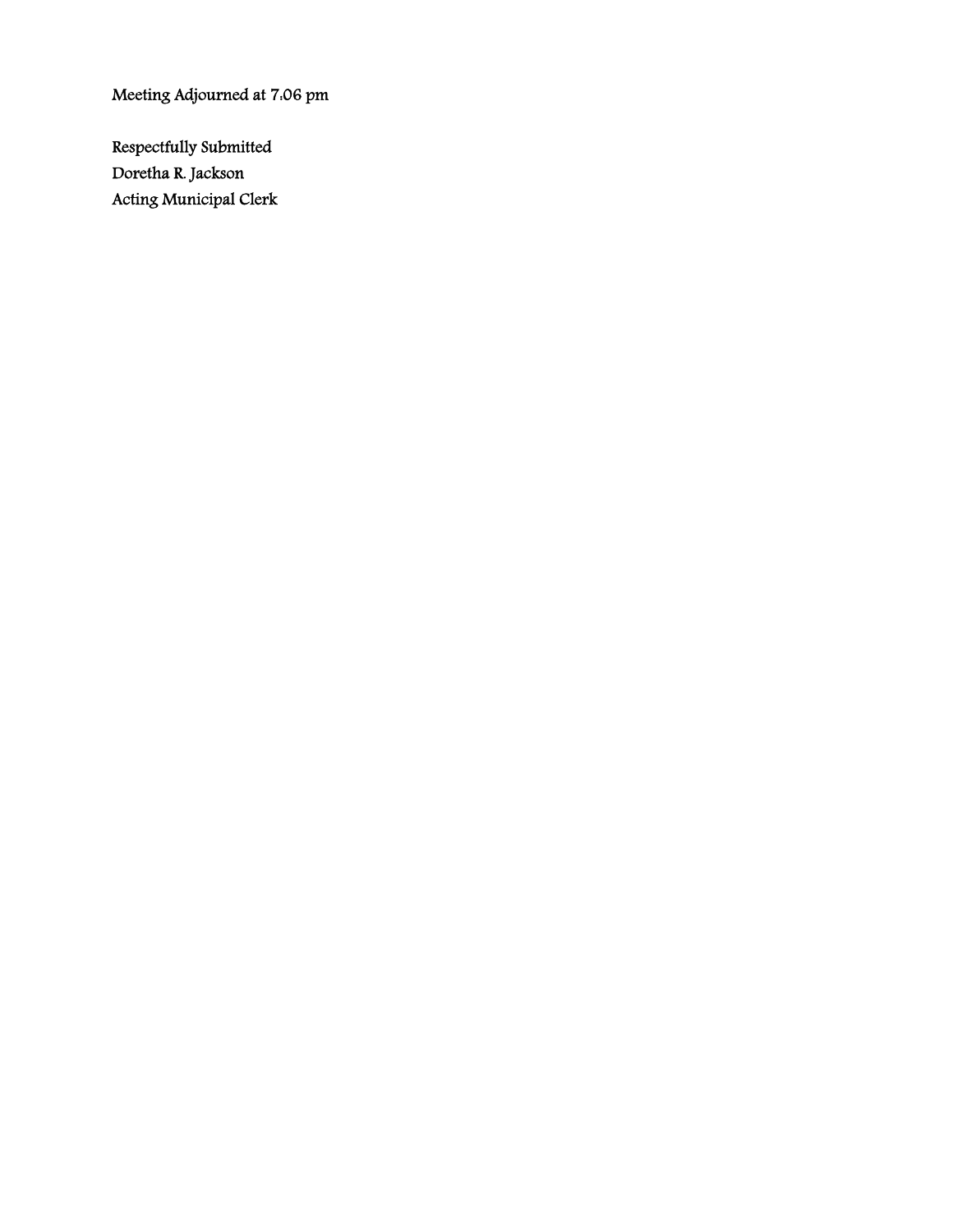Meeting Adjourned at 7:06 pm

Respectfully Submitted
Doretha R. Jackson
Acting Municipal Clerk